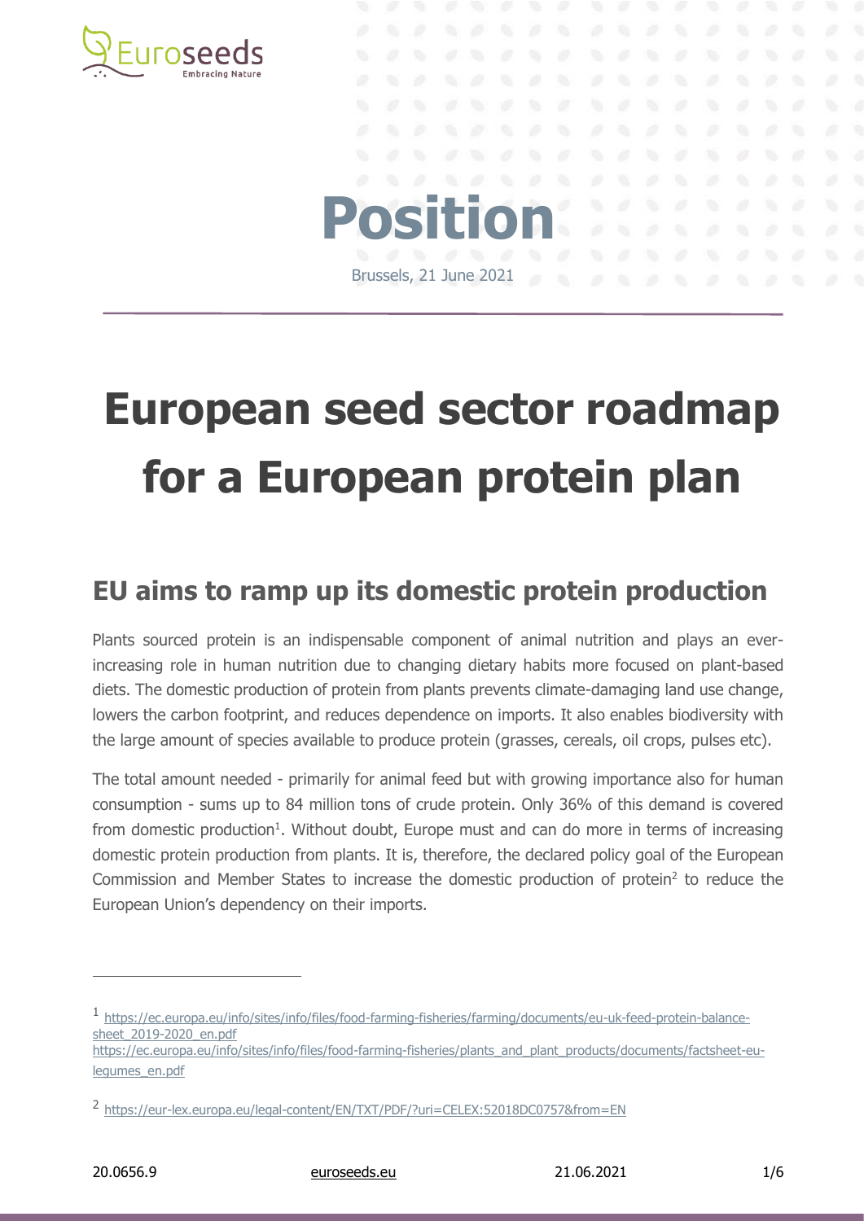# Position

Brussels, 21 June 2021

# European seed sector roadmap for a European protein plan

## EU aims to ramp up its domestic protein production

Plants sourced protein is an indispensable component of animal nutrition and plays an ever-increasing role in human nutrition due to changing dietary habits more focused on plant-based diets. The domestic production of protein from plants prevents climate-damaging land use change, lowers the carbon footprint, and reduces dependence on imports. It also enables biodiversity with the large amount of species available to produce protein (grasses, cereals, oil crops, pulses etc).

The total amount needed - primarily for animal feed but with growing importance also for human consumption - sums up to 84 million tons of crude protein. Only 36% of this demand is covered from domestic production[1]. Without doubt, Europe must and can do more in terms of increasing domestic protein production from plants. It is, therefore, the declared policy goal of the European Commission and Member States to increase the domestic production of protein[2] to reduce the European Union's dependency on their imports.

---

[1] https://ec.europa.eu/info/sites/info/files/food-farming-fisheries/farming/documents/eu-uk-feed-protein-balance-sheet_2019-2020_en.pdf
https://ec.europa.eu/info/sites/info/files/food-farming-fisheries/plants_and_plant_products/documents/factsheet-eu-legumes_en.pdf

[2] https://eur-lex.europa.eu/legal-content/EN/TXT/PDF/?uri=CELEX:52018DC0757&from=EN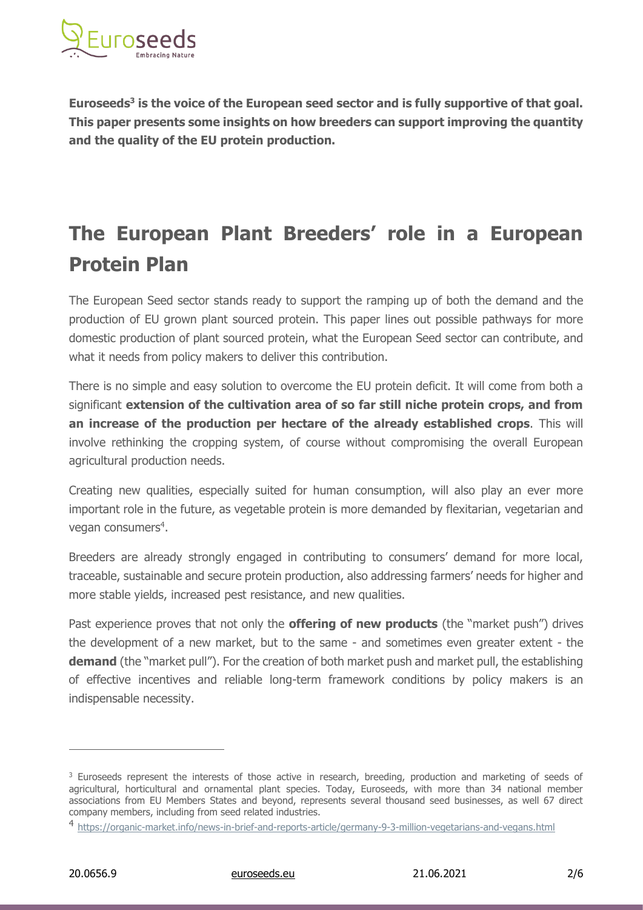**Euroseeds[3] is the voice of the European seed sector and is fully supportive of that goal. This paper presents some insights on how breeders can support improving the quantity and the quality of the EU protein production.**

# The European Plant Breeders' role in a European Protein Plan

The European Seed sector stands ready to support the ramping up of both the demand and the production of EU grown plant sourced protein. This paper lines out possible pathways for more domestic production of plant sourced protein, what the European Seed sector can contribute, and what it needs from policy makers to deliver this contribution.

There is no simple and easy solution to overcome the EU protein deficit. It will come from both a significant **extension of the cultivation area of so far still niche protein crops, and from an increase of the production per hectare of the already established crops**. This will involve rethinking the cropping system, of course without compromising the overall European agricultural production needs.

Creating new qualities, especially suited for human consumption, will also play an ever more important role in the future, as vegetable protein is more demanded by flexitarian, vegetarian and vegan consumers[4].

Breeders are already strongly engaged in contributing to consumers' demand for more local, traceable, sustainable and secure protein production, also addressing farmers' needs for higher and more stable yields, increased pest resistance, and new qualities.

Past experience proves that not only the **offering of new products** (the "market push") drives the development of a new market, but to the same - and sometimes even greater extent - the **demand** (the "market pull"). For the creation of both market push and market pull, the establishing of effective incentives and reliable long-term framework conditions by policy makers is an indispensable necessity.

---

[3] Euroseeds represent the interests of those active in research, breeding, production and marketing of seeds of agricultural, horticultural and ornamental plant species. Today, Euroseeds, with more than 34 national member associations from EU Members States and beyond, represents several thousand seed businesses, as well 67 direct company members, including from seed related industries.

[4] https://organic-market.info/news-in-brief-and-reports-article/germany-9-3-million-vegetarians-and-vegans.html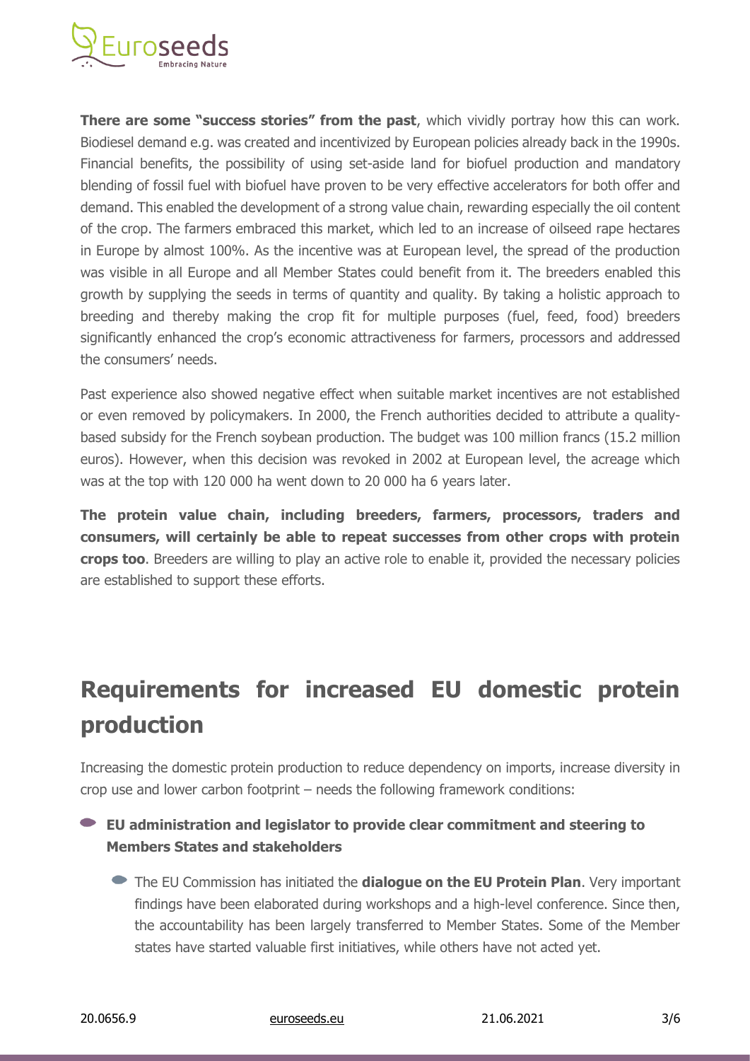**There are some "success stories" from the past**, which vividly portray how this can work. Biodiesel demand e.g. was created and incentivized by European policies already back in the 1990s. Financial benefits, the possibility of using set-aside land for biofuel production and mandatory blending of fossil fuel with biofuel have proven to be very effective accelerators for both offer and demand. This enabled the development of a strong value chain, rewarding especially the oil content of the crop. The farmers embraced this market, which led to an increase of oilseed rape hectares in Europe by almost 100%. As the incentive was at European level, the spread of the production was visible in all Europe and all Member States could benefit from it. The breeders enabled this growth by supplying the seeds in terms of quantity and quality. By taking a holistic approach to breeding and thereby making the crop fit for multiple purposes (fuel, feed, food) breeders significantly enhanced the crop's economic attractiveness for farmers, processors and addressed the consumers' needs.

Past experience also showed negative effect when suitable market incentives are not established or even removed by policymakers. In 2000, the French authorities decided to attribute a quality-based subsidy for the French soybean production. The budget was 100 million francs (15.2 million euros). However, when this decision was revoked in 2002 at European level, the acreage which was at the top with 120 000 ha went down to 20 000 ha 6 years later.

**The protein value chain, including breeders, farmers, processors, traders and consumers, will certainly be able to repeat successes from other crops with protein crops too**. Breeders are willing to play an active role to enable it, provided the necessary policies are established to support these efforts.

## Requirements for increased EU domestic protein production

Increasing the domestic protein production to reduce dependency on imports, increase diversity in crop use and lower carbon footprint – needs the following framework conditions:

- **EU administration and legislator to provide clear commitment and steering to Members States and stakeholders**
  - The EU Commission has initiated the **dialogue on the EU Protein Plan**. Very important findings have been elaborated during workshops and a high-level conference. Since then, the accountability has been largely transferred to Member States. Some of the Member states have started valuable first initiatives, while others have not acted yet.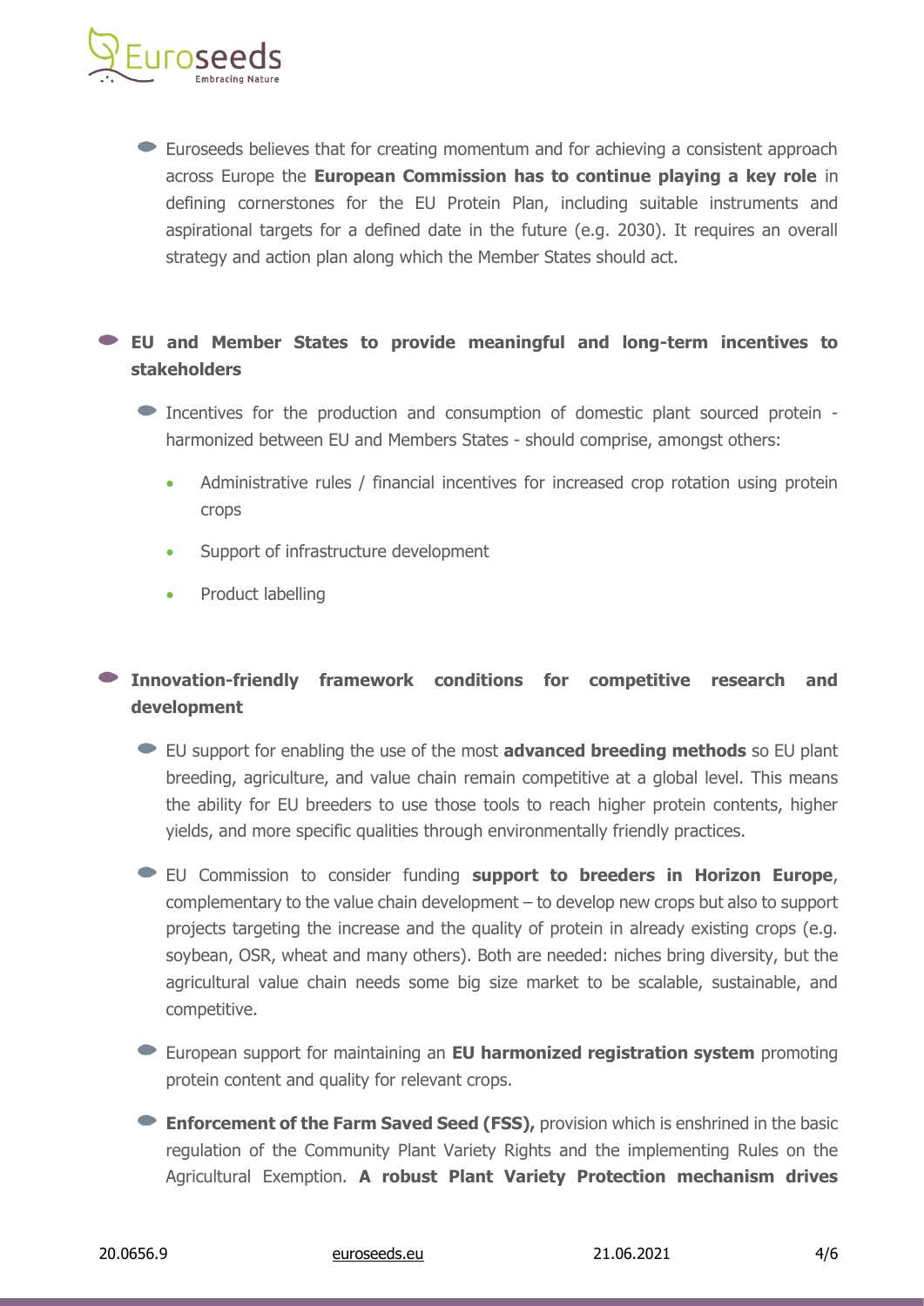- Euroseeds believes that for creating momentum and for achieving a consistent approach across Europe the **European Commission has to continue playing a key role** in defining cornerstones for the EU Protein Plan, including suitable instruments and aspirational targets for a defined date in the future (e.g. 2030). It requires an overall strategy and action plan along which the Member States should act.

- **EU and Member States to provide meaningful and long-term incentives to stakeholders**

  - Incentives for the production and consumption of domestic plant sourced protein - harmonized between EU and Members States - should comprise, amongst others:

    - Administrative rules / financial incentives for increased crop rotation using protein crops
    - Support of infrastructure development
    - Product labelling

- **Innovation-friendly framework conditions for competitive research and development**

  - EU support for enabling the use of the most **advanced breeding methods** so EU plant breeding, agriculture, and value chain remain competitive at a global level. This means the ability for EU breeders to use those tools to reach higher protein contents, higher yields, and more specific qualities through environmentally friendly practices.

  - EU Commission to consider funding **support to breeders in Horizon Europe**, complementary to the value chain development – to develop new crops but also to support projects targeting the increase and the quality of protein in already existing crops (e.g. soybean, OSR, wheat and many others). Both are needed: niches bring diversity, but the agricultural value chain needs some big size market to be scalable, sustainable, and competitive.

  - European support for maintaining an **EU harmonized registration system** promoting protein content and quality for relevant crops.

  - **Enforcement of the Farm Saved Seed (FSS),** provision which is enshrined in the basic regulation of the Community Plant Variety Rights and the implementing Rules on the Agricultural Exemption. **A robust Plant Variety Protection mechanism drives**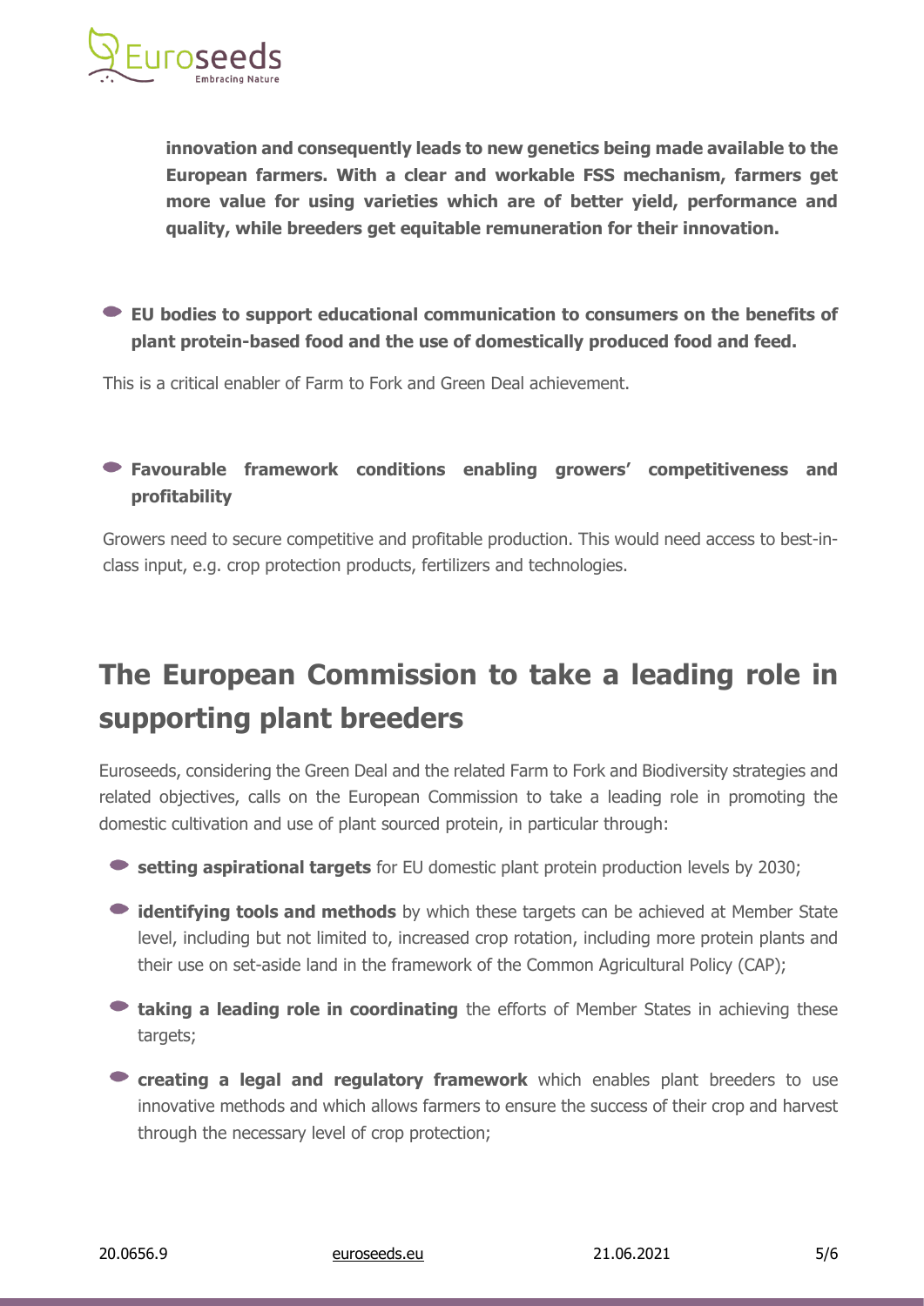**innovation and consequently leads to new genetics being made available to the European farmers. With a clear and workable FSS mechanism, farmers get more value for using varieties which are of better yield, performance and quality, while breeders get equitable remuneration for their innovation.**

- **EU bodies to support educational communication to consumers on the benefits of plant protein-based food and the use of domestically produced food and feed.**

This is a critical enabler of Farm to Fork and Green Deal achievement.

- **Favourable framework conditions enabling growers' competitiveness and profitability**

Growers need to secure competitive and profitable production. This would need access to best-in-class input, e.g. crop protection products, fertilizers and technologies.

## The European Commission to take a leading role in supporting plant breeders

Euroseeds, considering the Green Deal and the related Farm to Fork and Biodiversity strategies and related objectives, calls on the European Commission to take a leading role in promoting the domestic cultivation and use of plant sourced protein, in particular through:

- **setting aspirational targets** for EU domestic plant protein production levels by 2030;
- **identifying tools and methods** by which these targets can be achieved at Member State level, including but not limited to, increased crop rotation, including more protein plants and their use on set-aside land in the framework of the Common Agricultural Policy (CAP);
- **taking a leading role in coordinating** the efforts of Member States in achieving these targets;
- **creating a legal and regulatory framework** which enables plant breeders to use innovative methods and which allows farmers to ensure the success of their crop and harvest through the necessary level of crop protection;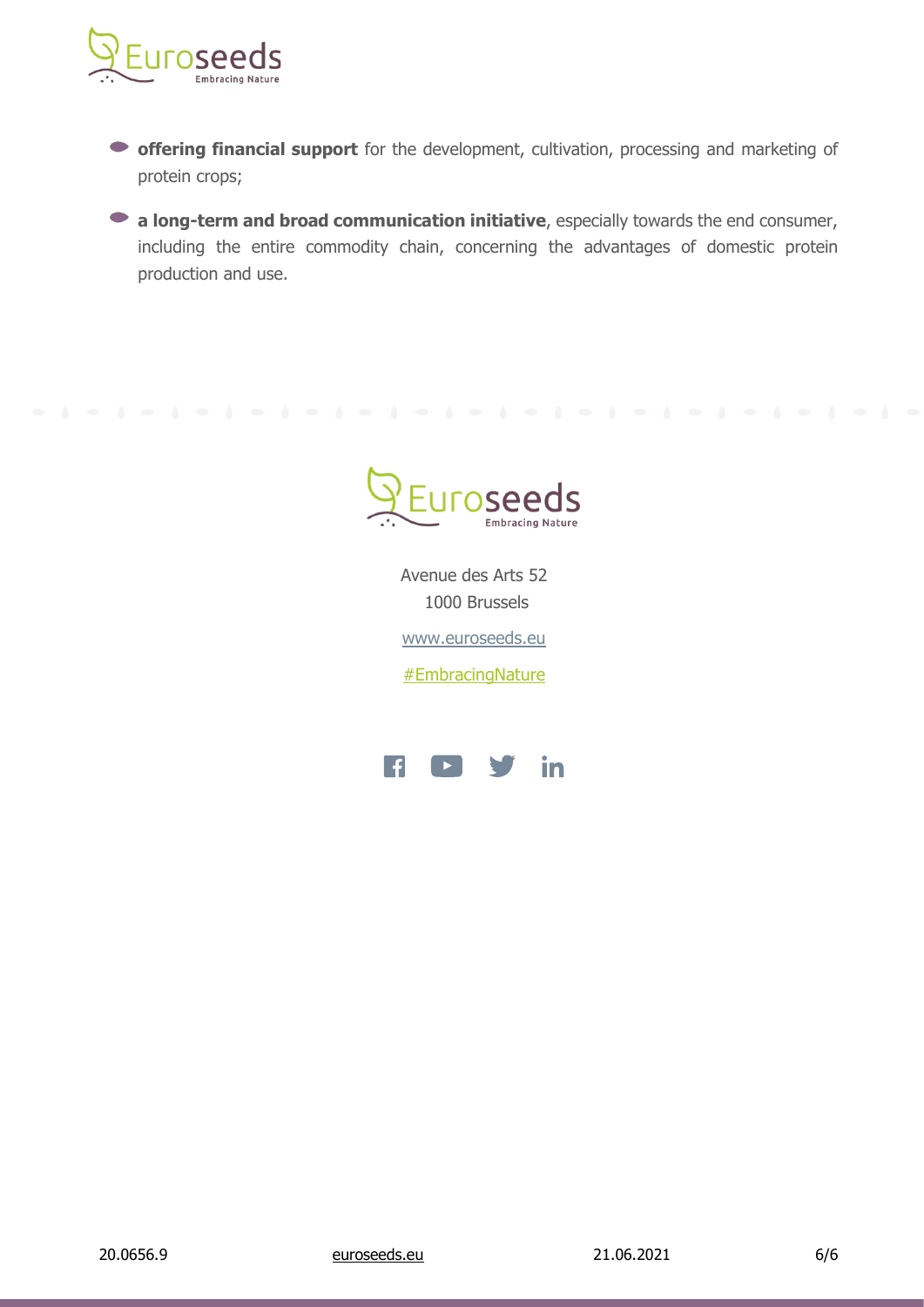- **offering financial support** for the development, cultivation, processing and marketing of protein crops;
- **a long-term and broad communication initiative**, especially towards the end consumer, including the entire commodity chain, concerning the advantages of domestic protein production and use.

Avenue des Arts 52
1000 Brussels

www.euroseeds.eu

#EmbracingNature